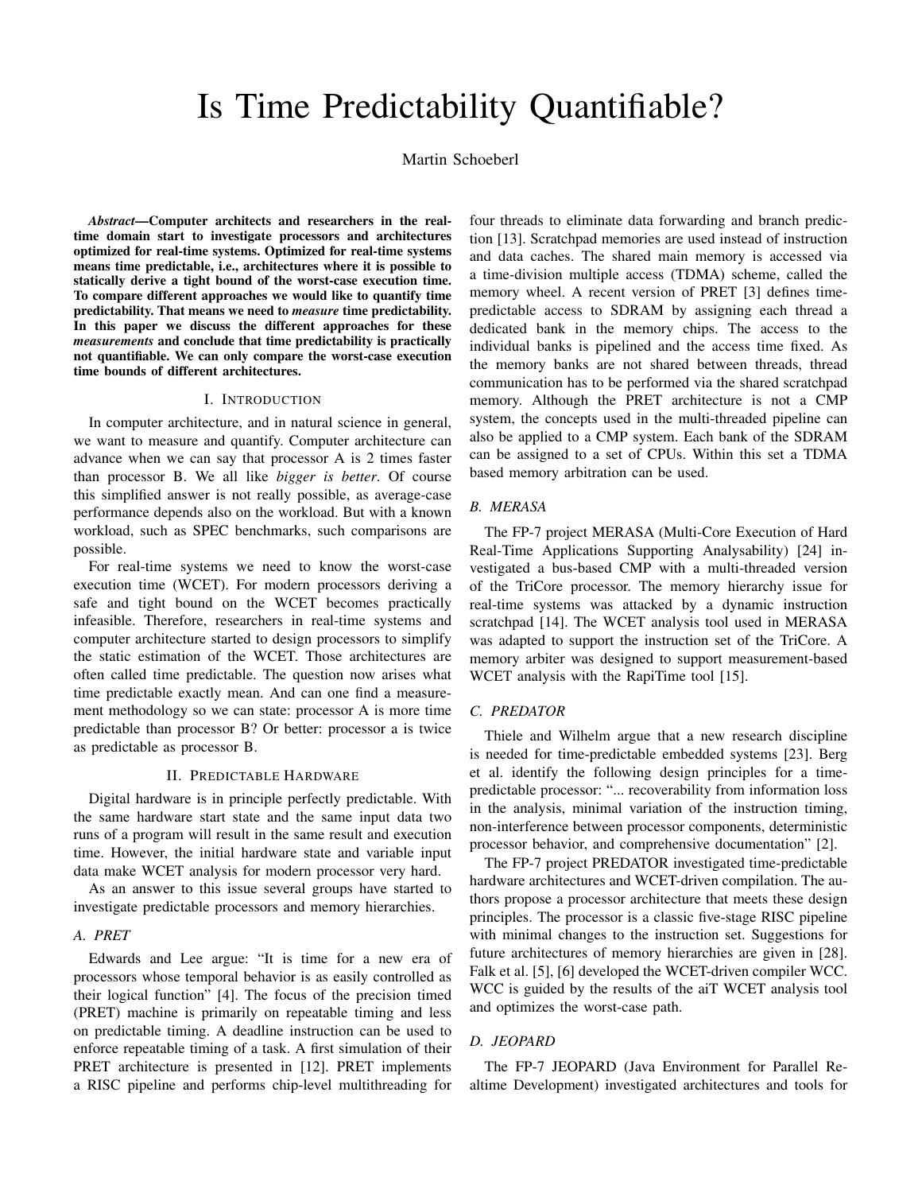# Is Time Predictability Quantifiable?

Martin Schoeberl

***Abstract*—Computer architects and researchers in the real-time domain start to investigate processors and architectures optimized for real-time systems. Optimized for real-time systems means time predictable, i.e., architectures where it is possible to statically derive a tight bound of the worst-case execution time. To compare different approaches we would like to quantify time predictability. That means we need to *measure* time predictability. In this paper we discuss the different approaches for these *measurements* and conclude that time predictability is practically not quantifiable. We can only compare the worst-case execution time bounds of different architectures.**

## I. Introduction

In computer architecture, and in natural science in general, we want to measure and quantify. Computer architecture can advance when we can say that processor A is 2 times faster than processor B. We all like *bigger is better*. Of course this simplified answer is not really possible, as average-case performance depends also on the workload. But with a known workload, such as SPEC benchmarks, such comparisons are possible.

For real-time systems we need to know the worst-case execution time (WCET). For modern processors deriving a safe and tight bound on the WCET becomes practically infeasible. Therefore, researchers in real-time systems and computer architecture started to design processors to simplify the static estimation of the WCET. Those architectures are often called time predictable. The question now arises what time predictable exactly mean. And can one find a measurement methodology so we can state: processor A is more time predictable than processor B? Or better: processor a is twice as predictable as processor B.

## II. Predictable Hardware

Digital hardware is in principle perfectly predictable. With the same hardware start state and the same input data two runs of a program will result in the same result and execution time. However, the initial hardware state and variable input data make WCET analysis for modern processor very hard.

As an answer to this issue several groups have started to investigate predictable processors and memory hierarchies.

### A. PRET

Edwards and Lee argue: "It is time for a new era of processors whose temporal behavior is as easily controlled as their logical function" [4]. The focus of the precision timed (PRET) machine is primarily on repeatable timing and less on predictable timing. A deadline instruction can be used to enforce repeatable timing of a task. A first simulation of their PRET architecture is presented in [12]. PRET implements a RISC pipeline and performs chip-level multithreading for four threads to eliminate data forwarding and branch prediction [13]. Scratchpad memories are used instead of instruction and data caches. The shared main memory is accessed via a time-division multiple access (TDMA) scheme, called the memory wheel. A recent version of PRET [3] defines time-predictable access to SDRAM by assigning each thread a dedicated bank in the memory chips. The access to the individual banks is pipelined and the access time fixed. As the memory banks are not shared between threads, thread communication has to be performed via the shared scratchpad memory. Although the PRET architecture is not a CMP system, the concepts used in the multi-threaded pipeline can also be applied to a CMP system. Each bank of the SDRAM can be assigned to a set of CPUs. Within this set a TDMA based memory arbitration can be used.

### B. MERASA

The FP-7 project MERASA (Multi-Core Execution of Hard Real-Time Applications Supporting Analysability) [24] investigated a bus-based CMP with a multi-threaded version of the TriCore processor. The memory hierarchy issue for real-time systems was attacked by a dynamic instruction scratchpad [14]. The WCET analysis tool used in MERASA was adapted to support the instruction set of the TriCore. A memory arbiter was designed to support measurement-based WCET analysis with the RapiTime tool [15].

### C. PREDATOR

Thiele and Wilhelm argue that a new research discipline is needed for time-predictable embedded systems [23]. Berg et al. identify the following design principles for a time-predictable processor: "... recoverability from information loss in the analysis, minimal variation of the instruction timing, non-interference between processor components, deterministic processor behavior, and comprehensive documentation" [2].

The FP-7 project PREDATOR investigated time-predictable hardware architectures and WCET-driven compilation. The authors propose a processor architecture that meets these design principles. The processor is a classic five-stage RISC pipeline with minimal changes to the instruction set. Suggestions for future architectures of memory hierarchies are given in [28]. Falk et al. [5], [6] developed the WCET-driven compiler WCC. WCC is guided by the results of the aiT WCET analysis tool and optimizes the worst-case path.

### D. JEOPARD

The FP-7 JEOPARD (Java Environment for Parallel Realtime Development) investigated architectures and tools for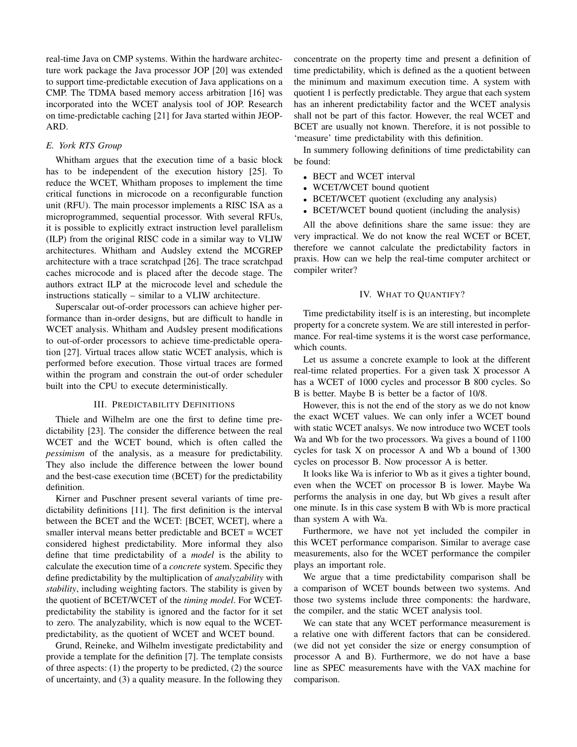real-time Java on CMP systems. Within the hardware architecture work package the Java processor JOP [20] was extended to support time-predictable execution of Java applications on a CMP. The TDMA based memory access arbitration [16] was incorporated into the WCET analysis tool of JOP. Research on time-predictable caching [21] for Java started within JEOPARD.

### E. York RTS Group

Whitham argues that the execution time of a basic block has to be independent of the execution history [25]. To reduce the WCET, Whitham proposes to implement the time critical functions in microcode on a reconfigurable function unit (RFU). The main processor implements a RISC ISA as a microprogrammed, sequential processor. With several RFUs, it is possible to explicitly extract instruction level parallelism (ILP) from the original RISC code in a similar way to VLIW architectures. Whitham and Audsley extend the MCGREP architecture with a trace scratchpad [26]. The trace scratchpad caches microcode and is placed after the decode stage. The authors extract ILP at the microcode level and schedule the instructions statically – similar to a VLIW architecture.

Superscalar out-of-order processors can achieve higher performance than in-order designs, but are difficult to handle in WCET analysis. Whitham and Audsley present modifications to out-of-order processors to achieve time-predictable operation [27]. Virtual traces allow static WCET analysis, which is performed before execution. Those virtual traces are formed within the program and constrain the out-of order scheduler built into the CPU to execute deterministically.

## III. Predictability Definitions

Thiele and Wilhelm are one the first to define time predictability [23]. The consider the difference between the real WCET and the WCET bound, which is often called the *pessimism* of the analysis, as a measure for predictability. They also include the difference between the lower bound and the best-case execution time (BCET) for the predictability definition.

Kirner and Puschner present several variants of time predictability definitions [11]. The first definition is the interval between the BCET and the WCET: [BCET, WCET], where a smaller interval means better predictable and BCET = WCET considered highest predictability. More informal they also define that time predictability of a *model* is the ability to calculate the execution time of a *concrete* system. Specific they define predictability by the multiplication of *analyzability* with *stability*, including weighting factors. The stability is given by the quotient of BCET/WCET of the *timing model*. For WCET-predictability the stability is ignored and the factor for it set to zero. The analyzability, which is now equal to the WCET-predictability, as the quotient of WCET and WCET bound.

Grund, Reineke, and Wilhelm investigate predictability and provide a template for the definition [7]. The template consists of three aspects: (1) the property to be predicted, (2) the source of uncertainty, and (3) a quality measure. In the following they concentrate on the property time and present a definition of time predictability, which is defined as the a quotient between the minimum and maximum execution time. A system with quotient 1 is perfectly predictable. They argue that each system has an inherent predictability factor and the WCET analysis shall not be part of this factor. However, the real WCET and BCET are usually not known. Therefore, it is not possible to 'measure' time predictability with this definition.

In summery following definitions of time predictability can be found:

- BECT and WCET interval
- WCET/WCET bound quotient
- BCET/WCET quotient (excluding any analysis)
- BCET/WCET bound quotient (including the analysis)

All the above definitions share the same issue: they are very impractical. We do not know the real WCET or BCET, therefore we cannot calculate the predictability factors in praxis. How can we help the real-time computer architect or compiler writer?

## IV. What to Quantify?

Time predictability itself is is an interesting, but incomplete property for a concrete system. We are still interested in performance. For real-time systems it is the worst case performance, which counts.

Let us assume a concrete example to look at the different real-time related properties. For a given task X processor A has a WCET of 1000 cycles and processor B 800 cycles. So B is better. Maybe B is better be a factor of 10/8.

However, this is not the end of the story as we do not know the exact WCET values. We can only infer a WCET bound with static WCET analsys. We now introduce two WCET tools Wa and Wb for the two processors. Wa gives a bound of 1100 cycles for task X on processor A and Wb a bound of 1300 cycles on processor B. Now processor A is better.

It looks like Wa is inferior to Wb as it gives a tighter bound, even when the WCET on processor B is lower. Maybe Wa performs the analysis in one day, but Wb gives a result after one minute. Is in this case system B with Wb is more practical than system A with Wa.

Furthermore, we have not yet included the compiler in this WCET performance comparison. Similar to average case measurements, also for the WCET performance the compiler plays an important role.

We argue that a time predictability comparison shall be a comparison of WCET bounds between two systems. And those two systems include three components: the hardware, the compiler, and the static WCET analysis tool.

We can state that any WCET performance measurement is a relative one with different factors that can be considered. (we did not yet consider the size or energy consumption of processor A and B). Furthermore, we do not have a base line as SPEC measurements have with the VAX machine for comparison.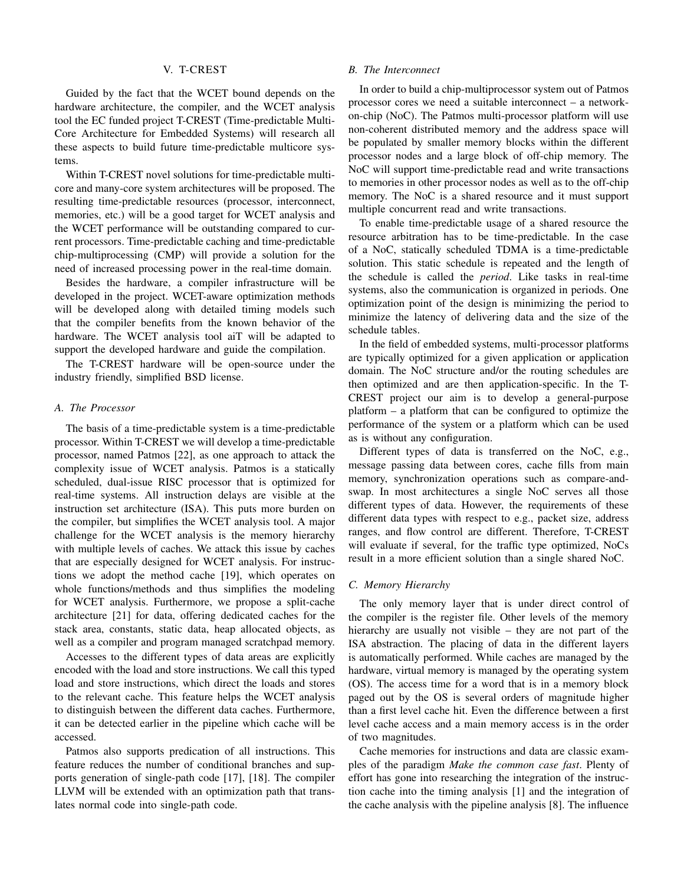## V. T-CREST

Guided by the fact that the WCET bound depends on the hardware architecture, the compiler, and the WCET analysis tool the EC funded project T-CREST (Time-predictable Multi-Core Architecture for Embedded Systems) will research all these aspects to build future time-predictable multicore systems.

Within T-CREST novel solutions for time-predictable multi-core and many-core system architectures will be proposed. The resulting time-predictable resources (processor, interconnect, memories, etc.) will be a good target for WCET analysis and the WCET performance will be outstanding compared to current processors. Time-predictable caching and time-predictable chip-multiprocessing (CMP) will provide a solution for the need of increased processing power in the real-time domain.

Besides the hardware, a compiler infrastructure will be developed in the project. WCET-aware optimization methods will be developed along with detailed timing models such that the compiler benefits from the known behavior of the hardware. The WCET analysis tool aiT will be adapted to support the developed hardware and guide the compilation.

The T-CREST hardware will be open-source under the industry friendly, simplified BSD license.

### *A. The Processor*

The basis of a time-predictable system is a time-predictable processor. Within T-CREST we will develop a time-predictable processor, named Patmos [22], as one approach to attack the complexity issue of WCET analysis. Patmos is a statically scheduled, dual-issue RISC processor that is optimized for real-time systems. All instruction delays are visible at the instruction set architecture (ISA). This puts more burden on the compiler, but simplifies the WCET analysis tool. A major challenge for the WCET analysis is the memory hierarchy with multiple levels of caches. We attack this issue by caches that are especially designed for WCET analysis. For instructions we adopt the method cache [19], which operates on whole functions/methods and thus simplifies the modeling for WCET analysis. Furthermore, we propose a split-cache architecture [21] for data, offering dedicated caches for the stack area, constants, static data, heap allocated objects, as well as a compiler and program managed scratchpad memory.

Accesses to the different types of data areas are explicitly encoded with the load and store instructions. We call this typed load and store instructions, which direct the loads and stores to the relevant cache. This feature helps the WCET analysis to distinguish between the different data caches. Furthermore, it can be detected earlier in the pipeline which cache will be accessed.

Patmos also supports predication of all instructions. This feature reduces the number of conditional branches and supports generation of single-path code [17], [18]. The compiler LLVM will be extended with an optimization path that translates normal code into single-path code.

### *B. The Interconnect*

In order to build a chip-multiprocessor system out of Patmos processor cores we need a suitable interconnect – a network-on-chip (NoC). The Patmos multi-processor platform will use non-coherent distributed memory and the address space will be populated by smaller memory blocks within the different processor nodes and a large block of off-chip memory. The NoC will support time-predictable read and write transactions to memories in other processor nodes as well as to the off-chip memory. The NoC is a shared resource and it must support multiple concurrent read and write transactions.

To enable time-predictable usage of a shared resource the resource arbitration has to be time-predictable. In the case of a NoC, statically scheduled TDMA is a time-predictable solution. This static schedule is repeated and the length of the schedule is called the *period*. Like tasks in real-time systems, also the communication is organized in periods. One optimization point of the design is minimizing the period to minimize the latency of delivering data and the size of the schedule tables.

In the field of embedded systems, multi-processor platforms are typically optimized for a given application or application domain. The NoC structure and/or the routing schedules are then optimized and are then application-specific. In the T-CREST project our aim is to develop a general-purpose platform – a platform that can be configured to optimize the performance of the system or a platform which can be used as is without any configuration.

Different types of data is transferred on the NoC, e.g., message passing data between cores, cache fills from main memory, synchronization operations such as compare-and-swap. In most architectures a single NoC serves all those different types of data. However, the requirements of these different data types with respect to e.g., packet size, address ranges, and flow control are different. Therefore, T-CREST will evaluate if several, for the traffic type optimized, NoCs result in a more efficient solution than a single shared NoC.

### *C. Memory Hierarchy*

The only memory layer that is under direct control of the compiler is the register file. Other levels of the memory hierarchy are usually not visible – they are not part of the ISA abstraction. The placing of data in the different layers is automatically performed. While caches are managed by the hardware, virtual memory is managed by the operating system (OS). The access time for a word that is in a memory block paged out by the OS is several orders of magnitude higher than a first level cache hit. Even the difference between a first level cache access and a main memory access is in the order of two magnitudes.

Cache memories for instructions and data are classic examples of the paradigm *Make the common case fast*. Plenty of effort has gone into researching the integration of the instruction cache into the timing analysis [1] and the integration of the cache analysis with the pipeline analysis [8]. The influence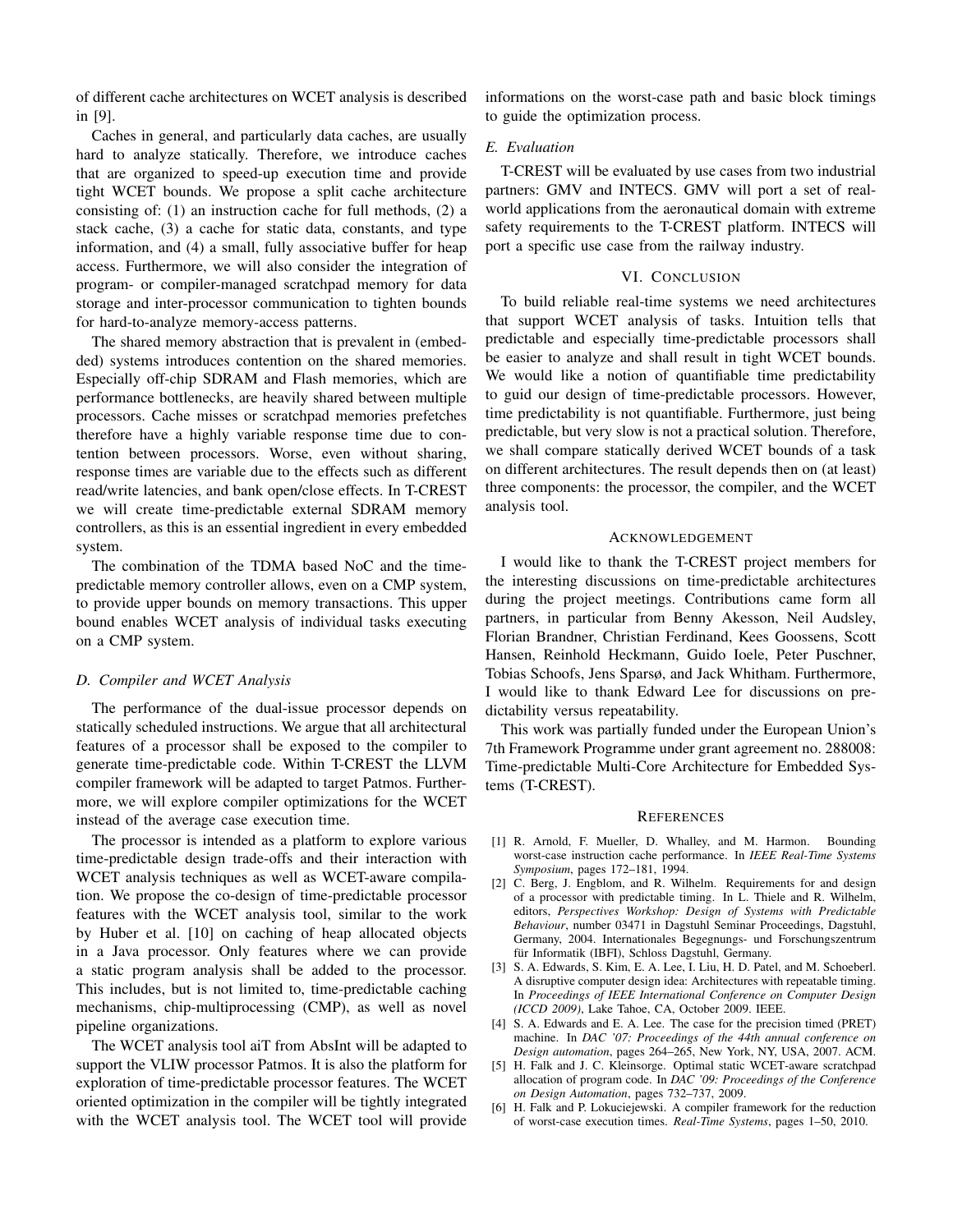of different cache architectures on WCET analysis is described in [9].

Caches in general, and particularly data caches, are usually hard to analyze statically. Therefore, we introduce caches that are organized to speed-up execution time and provide tight WCET bounds. We propose a split cache architecture consisting of: (1) an instruction cache for full methods, (2) a stack cache, (3) a cache for static data, constants, and type information, and (4) a small, fully associative buffer for heap access. Furthermore, we will also consider the integration of program- or compiler-managed scratchpad memory for data storage and inter-processor communication to tighten bounds for hard-to-analyze memory-access patterns.

The shared memory abstraction that is prevalent in (embedded) systems introduces contention on the shared memories. Especially off-chip SDRAM and Flash memories, which are performance bottlenecks, are heavily shared between multiple processors. Cache misses or scratchpad memories prefetches therefore have a highly variable response time due to contention between processors. Worse, even without sharing, response times are variable due to the effects such as different read/write latencies, and bank open/close effects. In T-CREST we will create time-predictable external SDRAM memory controllers, as this is an essential ingredient in every embedded system.

The combination of the TDMA based NoC and the time-predictable memory controller allows, even on a CMP system, to provide upper bounds on memory transactions. This upper bound enables WCET analysis of individual tasks executing on a CMP system.

### D. Compiler and WCET Analysis

The performance of the dual-issue processor depends on statically scheduled instructions. We argue that all architectural features of a processor shall be exposed to the compiler to generate time-predictable code. Within T-CREST the LLVM compiler framework will be adapted to target Patmos. Furthermore, we will explore compiler optimizations for the WCET instead of the average case execution time.

The processor is intended as a platform to explore various time-predictable design trade-offs and their interaction with WCET analysis techniques as well as WCET-aware compilation. We propose the co-design of time-predictable processor features with the WCET analysis tool, similar to the work by Huber et al. [10] on caching of heap allocated objects in a Java processor. Only features where we can provide a static program analysis shall be added to the processor. This includes, but is not limited to, time-predictable caching mechanisms, chip-multiprocessing (CMP), as well as novel pipeline organizations.

The WCET analysis tool aiT from AbsInt will be adapted to support the VLIW processor Patmos. It is also the platform for exploration of time-predictable processor features. The WCET oriented optimization in the compiler will be tightly integrated with the WCET analysis tool. The WCET tool will provide informations on the worst-case path and basic block timings to guide the optimization process.

### E. Evaluation

T-CREST will be evaluated by use cases from two industrial partners: GMV and INTECS. GMV will port a set of real-world applications from the aeronautical domain with extreme safety requirements to the T-CREST platform. INTECS will port a specific use case from the railway industry.

## VI. Conclusion

To build reliable real-time systems we need architectures that support WCET analysis of tasks. Intuition tells that predictable and especially time-predictable processors shall be easier to analyze and shall result in tight WCET bounds. We would like a notion of quantifiable time predictability to guid our design of time-predictable processors. However, time predictability is not quantifiable. Furthermore, just being predictable, but very slow is not a practical solution. Therefore, we shall compare statically derived WCET bounds of a task on different architectures. The result depends then on (at least) three components: the processor, the compiler, and the WCET analysis tool.

## Acknowledgement

I would like to thank the T-CREST project members for the interesting discussions on time-predictable architectures during the project meetings. Contributions came form all partners, in particular from Benny Akesson, Neil Audsley, Florian Brandner, Christian Ferdinand, Kees Goossens, Scott Hansen, Reinhold Heckmann, Guido Ioele, Peter Puschner, Tobias Schoofs, Jens Sparsø, and Jack Whitham. Furthermore, I would like to thank Edward Lee for discussions on predictability versus repeatability.

This work was partially funded under the European Union's 7th Framework Programme under grant agreement no. 288008: Time-predictable Multi-Core Architecture for Embedded Systems (T-CREST).

## References

[1] R. Arnold, F. Mueller, D. Whalley, and M. Harmon. Bounding worst-case instruction cache performance. In *IEEE Real-Time Systems Symposium*, pages 172–181, 1994.

[2] C. Berg, J. Engblom, and R. Wilhelm. Requirements for and design of a processor with predictable timing. In L. Thiele and R. Wilhelm, editors, *Perspectives Workshop: Design of Systems with Predictable Behaviour*, number 03471 in Dagstuhl Seminar Proceedings, Dagstuhl, Germany, 2004. Internationales Begegnungs- und Forschungszentrum für Informatik (IBFI), Schloss Dagstuhl, Germany.

[3] S. A. Edwards, S. Kim, E. A. Lee, I. Liu, H. D. Patel, and M. Schoeberl. A disruptive computer design idea: Architectures with repeatable timing. In *Proceedings of IEEE International Conference on Computer Design (ICCD 2009)*, Lake Tahoe, CA, October 2009. IEEE.

[4] S. A. Edwards and E. A. Lee. The case for the precision timed (PRET) machine. In *DAC '07: Proceedings of the 44th annual conference on Design automation*, pages 264–265, New York, NY, USA, 2007. ACM.

[5] H. Falk and J. C. Kleinsorge. Optimal static WCET-aware scratchpad allocation of program code. In *DAC '09: Proceedings of the Conference on Design Automation*, pages 732–737, 2009.

[6] H. Falk and P. Lokuciejewski. A compiler framework for the reduction of worst-case execution times. *Real-Time Systems*, pages 1–50, 2010.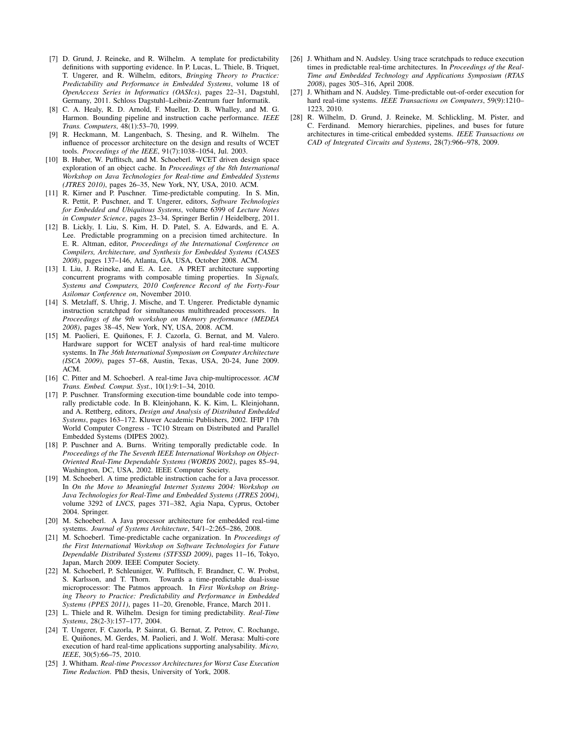[7] D. Grund, J. Reineke, and R. Wilhelm. A template for predictability definitions with supporting evidence. In P. Lucas, L. Thiele, B. Triquet, T. Ungerer, and R. Wilhelm, editors, *Bringing Theory to Practice: Predictability and Performance in Embedded Systems*, volume 18 of *OpenAccess Series in Informatics (OASIcs)*, pages 22–31, Dagstuhl, Germany, 2011. Schloss Dagstuhl–Leibniz-Zentrum fuer Informatik.

[8] C. A. Healy, R. D. Arnold, F. Mueller, D. B. Whalley, and M. G. Harmon. Bounding pipeline and instruction cache performance. *IEEE Trans. Computers*, 48(1):53–70, 1999.

[9] R. Heckmann, M. Langenbach, S. Thesing, and R. Wilhelm. The influence of processor architecture on the design and results of WCET tools. *Proceedings of the IEEE*, 91(7):1038–1054, Jul. 2003.

[10] B. Huber, W. Puffitsch, and M. Schoeberl. WCET driven design space exploration of an object cache. In *Proceedings of the 8th International Workshop on Java Technologies for Real-time and Embedded Systems (JTRES 2010)*, pages 26–35, New York, NY, USA, 2010. ACM.

[11] R. Kirner and P. Puschner. Time-predictable computing. In S. Min, R. Pettit, P. Puschner, and T. Ungerer, editors, *Software Technologies for Embedded and Ubiquitous Systems*, volume 6399 of *Lecture Notes in Computer Science*, pages 23–34. Springer Berlin / Heidelberg, 2011.

[12] B. Lickly, I. Liu, S. Kim, H. D. Patel, S. A. Edwards, and E. A. Lee. Predictable programming on a precision timed architecture. In E. R. Altman, editor, *Proceedings of the International Conference on Compilers, Architecture, and Synthesis for Embedded Systems (CASES 2008)*, pages 137–146, Atlanta, GA, USA, October 2008. ACM.

[13] I. Liu, J. Reineke, and E. A. Lee. A PRET architecture supporting concurrent programs with composable timing properties. In *Signals, Systems and Computers, 2010 Conference Record of the Forty-Four Asilomar Conference on*, November 2010.

[14] S. Metzlaff, S. Uhrig, J. Mische, and T. Ungerer. Predictable dynamic instruction scratchpad for simultaneous multithreaded processors. In *Proceedings of the 9th workshop on Memory performance (MEDEA 2008)*, pages 38–45, New York, NY, USA, 2008. ACM.

[15] M. Paolieri, E. Quiñones, F. J. Cazorla, G. Bernat, and M. Valero. Hardware support for WCET analysis of hard real-time multicore systems. In *The 36th International Symposium on Computer Architecture (ISCA 2009)*, pages 57–68, Austin, Texas, USA, 20-24, June 2009. ACM.

[16] C. Pitter and M. Schoeberl. A real-time Java chip-multiprocessor. *ACM Trans. Embed. Comput. Syst.*, 10(1):9:1–34, 2010.

[17] P. Puschner. Transforming execution-time boundable code into temporally predictable code. In B. Kleinjohann, K. K. Kim, L. Kleinjohann, and A. Rettberg, editors, *Design and Analysis of Distributed Embedded Systems*, pages 163–172. Kluwer Academic Publishers, 2002. IFIP 17th World Computer Congress - TC10 Stream on Distributed and Parallel Embedded Systems (DIPES 2002).

[18] P. Puschner and A. Burns. Writing temporally predictable code. In *Proceedings of the The Seventh IEEE International Workshop on Object-Oriented Real-Time Dependable Systems (WORDS 2002)*, pages 85–94, Washington, DC, USA, 2002. IEEE Computer Society.

[19] M. Schoeberl. A time predictable instruction cache for a Java processor. In *On the Move to Meaningful Internet Systems 2004: Workshop on Java Technologies for Real-Time and Embedded Systems (JTRES 2004)*, volume 3292 of *LNCS*, pages 371–382, Agia Napa, Cyprus, October 2004. Springer.

[20] M. Schoeberl. A Java processor architecture for embedded real-time systems. *Journal of Systems Architecture*, 54/1–2:265–286, 2008.

[21] M. Schoeberl. Time-predictable cache organization. In *Proceedings of the First International Workshop on Software Technologies for Future Dependable Distributed Systems (STFSSD 2009)*, pages 11–16, Tokyo, Japan, March 2009. IEEE Computer Society.

[22] M. Schoeberl, P. Schleuniger, W. Puffitsch, F. Brandner, C. W. Probst, S. Karlsson, and T. Thorn. Towards a time-predictable dual-issue microprocessor: The Patmos approach. In *First Workshop on Bringing Theory to Practice: Predictability and Performance in Embedded Systems (PPES 2011)*, pages 11–20, Grenoble, France, March 2011.

[23] L. Thiele and R. Wilhelm. Design for timing predictability. *Real-Time Systems*, 28(2-3):157–177, 2004.

[24] T. Ungerer, F. Cazorla, P. Sainrat, G. Bernat, Z. Petrov, C. Rochange, E. Quiñones, M. Gerdes, M. Paolieri, and J. Wolf. Merasa: Multi-core execution of hard real-time applications supporting analysability. *Micro, IEEE*, 30(5):66–75, 2010.

[25] J. Whitham. *Real-time Processor Architectures for Worst Case Execution Time Reduction*. PhD thesis, University of York, 2008.

[26] J. Whitham and N. Audsley. Using trace scratchpads to reduce execution times in predictable real-time architectures. In *Proceedings of the Real-Time and Embedded Technology and Applications Symposium (RTAS 2008)*, pages 305–316, April 2008.

[27] J. Whitham and N. Audsley. Time-predictable out-of-order execution for hard real-time systems. *IEEE Transactions on Computers*, 59(9):1210–1223, 2010.

[28] R. Wilhelm, D. Grund, J. Reineke, M. Schlickling, M. Pister, and C. Ferdinand. Memory hierarchies, pipelines, and buses for future architectures in time-critical embedded systems. *IEEE Transactions on CAD of Integrated Circuits and Systems*, 28(7):966–978, 2009.